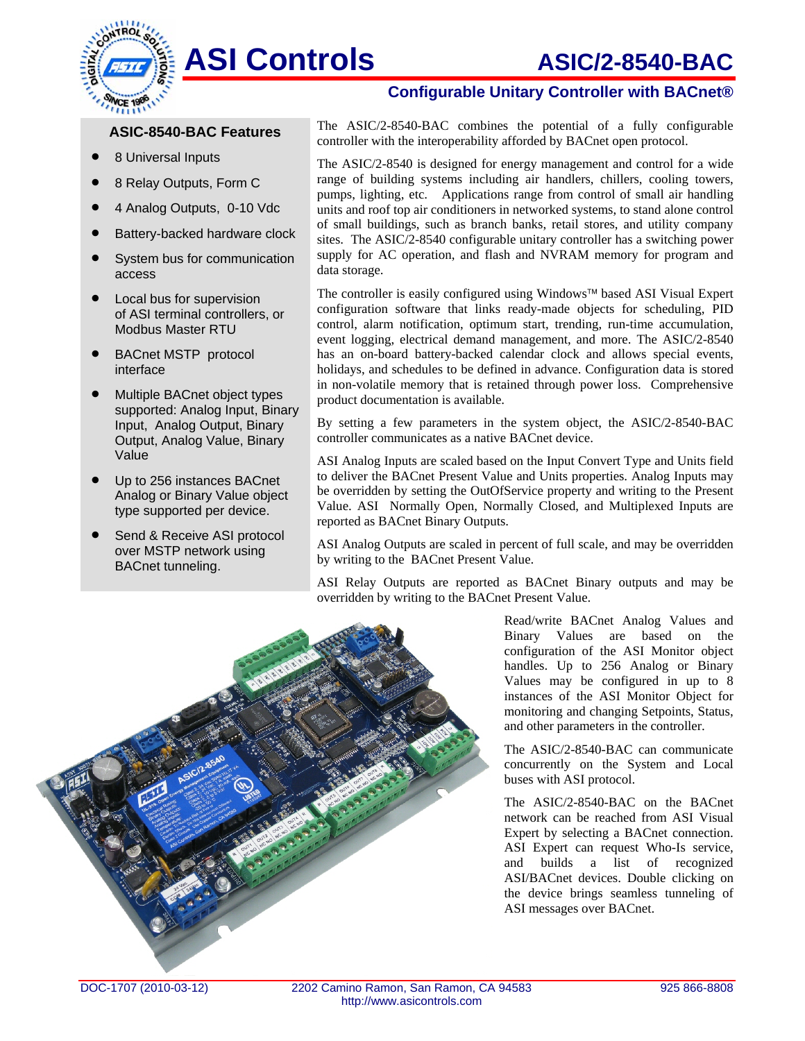# ASI Controls

# ASIC/2-8540-BAC

## Configurable Unitary Controller with BACnet®

### ASIC-8540-BAC Features

- 8 Universal Inputs
- 8 Relay Outputs, Form C
- 4 Analog Outputs, 0-10 Vdc
- Battery-backed hardware clock
- System bus for communication access
- Local bus for supervision of ASI terminal controllers, or Modbus Master RTU
- BACnet MSTP protocol interface
- Multiple BACnet object types supported: Analog Input, Binary Input, Analog Output, Binary Output, Analog Value, Binary Value
- Up to 256 instances BACnet Analog or Binary Value object type supported per device.
- Send & Receive ASI protocol over MSTP network using BACnet tunneling.

The ASIC/2-8540-BAC combines the potential of a fully configurable controller with the interoperability afforded by BACnet open protocol.

The ASIC/2-8540 is designed for energy management and control for a wide range of building systems including air handlers, chillers, cooling towers, pumps, lighting, etc. Applications range from control of small air handling units and roof top air conditioners in networked systems, to stand alone control of small buildings, such as branch banks, retail stores, and utility company sites. The ASIC/2-8540 configurable unitary controller has a switching power supply for AC operation, and flash and NVRAM memory for program and data storage.

The controller is easily configured using Windows™ based ASI Visual Expert configuration software that links ready-made objects for scheduling, PID control, alarm notification, optimum start, trending, run-time accumulation, event logging, electrical demand management, and more. The ASIC/2-8540 has an on-board battery-backed calendar clock and allows special events, holidays, and schedules to be defined in advance. Configuration data is stored in non-volatile memory that is retained through power loss. Comprehensive product documentation is available.

By setting a few parameters in the system object, the ASIC/2-8540-BAC controller communicates as a native BACnet device.

ASI Analog Inputs are scaled based on the Input Convert Type and Units field to deliver the BACnet Present Value and Units properties. Analog Inputs may be overridden by setting the OutOfService property and writing to the Present Value. ASI Normally Open, Normally Closed, and Multiplexed Inputs are reported as BACnet Binary Outputs.

ASI Analog Outputs are scaled in percent of full scale, and may be overridden by writing to the BACnet Present Value.

ASI Relay Outputs are reported as BACnet Binary outputs and may be overridden by writing to the BACnet Present Value.

Read/write BACnet Analog Values and Binary Values are based on the configuration of the ASI Monitor object handles. Up to 256 Analog or Binary Values may be configured in up to 8 instances of the ASI Monitor Object for monitoring and changing Setpoints, Status, and other parameters in the controller.

The ASIC/2-8540-BAC can communicate concurrently on the System and Local buses with ASI protocol.

The ASIC/2-8540-BAC on the BACnet network can be reached from ASI Visual Expert by selecting a BACnet connection. ASI Expert can request Who-Is service, and builds a list of recognized ASI/BACnet devices. Double clicking on the device brings seamless tunneling of ASI messages over BACnet.

DOC-1707 (2010-03-12) 2202 Camino Ramon, San Ramon, CA 94583 http://www.asicontrols.com 925 866-8808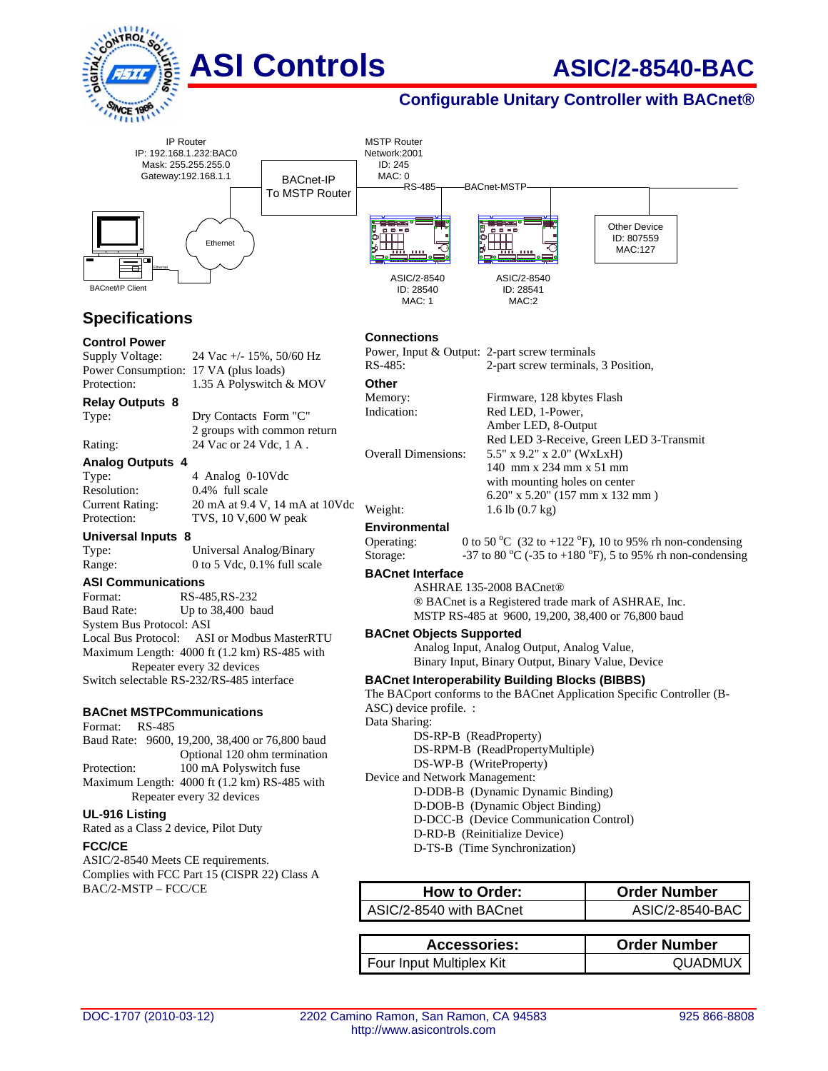# ASI Controls

## ASIC/2-8540-BAC

### Configurable Unitary Controller with BACnet®

IP Router
IP: 192.168.1.232:BAC0
Mask: 255.255.255.0
Gateway:192.168.1.1

BACnet-IP
To MSTP Router

MSTP Router
Network:2001
ID: 245
MAC: 0

RS-485
BACnet-MSTP

Ethernet

Ethernet

BACnet/IP Client

ASIC/2-8540
ID: 28540
MAC: 1

ASIC/2-8540
ID: 28541
MAC:2

Other Device
ID: 807559
MAC:127

## Specifications

### Control Power

| | |
|---|---|
| Supply Voltage: | 24 Vac +/- 15%, 50/60 Hz |
| Power Consumption: | 17 VA (plus loads) |
| Protection: | 1.35 A Polyswitch & MOV |

### Relay Outputs 8

| | |
|---|---|
| Type: | Dry Contacts Form "C" 2 groups with common return |
| Rating: | 24 Vac or 24 Vdc, 1 A . |

### Analog Outputs 4

| | |
|---|---|
| Type: | 4 Analog 0-10Vdc |
| Resolution: | 0.4% full scale |
| Current Rating: | 20 mA at 9.4 V, 14 mA at 10Vdc |
| Protection: | TVS, 10 V,600 W peak |

### Universal Inputs 8

| | |
|---|---|
| Type: | Universal Analog/Binary |
| Range: | 0 to 5 Vdc, 0.1% full scale |

### ASI Communications

Format: RS-485,RS-232
Baud Rate: Up to 38,400 baud
System Bus Protocol: ASI
Local Bus Protocol: ASI or Modbus MasterRTU
Maximum Length: 4000 ft (1.2 km) RS-485 with Repeater every 32 devices
Switch selectable RS-232/RS-485 interface

### BACnet MSTPCommunications

Format: RS-485
Baud Rate: 9600, 19,200, 38,400 or 76,800 baud
Optional 120 ohm termination
Protection: 100 mA Polyswitch fuse
Maximum Length: 4000 ft (1.2 km) RS-485 with Repeater every 32 devices

### UL-916 Listing

Rated as a Class 2 device, Pilot Duty

### FCC/CE

ASIC/2-8540 Meets CE requirements.
Complies with FCC Part 15 (CISPR 22) Class A
BAC/2-MSTP – FCC/CE

### Connections

| | |
|---|---|
| Power, Input & Output: | 2-part screw terminals |
| RS-485: | 2-part screw terminals, 3 Position, |

### Other

| | |
|---|---|
| Memory: | Firmware, 128 kbytes Flash |
| Indication: | Red LED, 1-Power, Amber LED, 8-Output Red LED 3-Receive, Green LED 3-Transmit |
| Overall Dimensions: | 5.5" x 9.2" x 2.0" (WxLxH) 140 mm x 234 mm x 51 mm with mounting holes on center 6.20" x 5.20" (157 mm x 132 mm ) |
| Weight: | 1.6 lb (0.7 kg) |

### Environmental

| | |
|---|---|
| Operating: | 0 to 50 °C (32 to +122 °F), 10 to 95% rh non-condensing |
| Storage: | -37 to 80 °C (-35 to +180 °F), 5 to 95% rh non-condensing |

### BACnet Interface

ASHRAE 135-2008 BACnet®
® BACnet is a Registered trade mark of ASHRAE, Inc.
MSTP RS-485 at 9600, 19,200, 38,400 or 76,800 baud

### BACnet Objects Supported

Analog Input, Analog Output, Analog Value,
Binary Input, Binary Output, Binary Value, Device

### BACnet Interoperability Building Blocks (BIBBS)

The BACport conforms to the BACnet Application Specific Controller (B-ASC) device profile. :

Data Sharing:

- DS-RP-B (ReadProperty)
- DS-RPM-B (ReadPropertyMultiple)
- DS-WP-B (WriteProperty)

Device and Network Management:

- D-DDB-B (Dynamic Dynamic Binding)
- D-DOB-B (Dynamic Object Binding)
- D-DCC-B (Device Communication Control)
- D-RD-B (Reinitialize Device)
- D-TS-B (Time Synchronization)

| How to Order: | Order Number |
|---|---|
| ASIC/2-8540 with BACnet | ASIC/2-8540-BAC |

| Accessories: | Order Number |
|---|---|
| Four Input Multiplex Kit | QUADMUX |

DOC-1707 (2010-03-12) 2202 Camino Ramon, San Ramon, CA 94583 http://www.asicontrols.com 925 866-8808